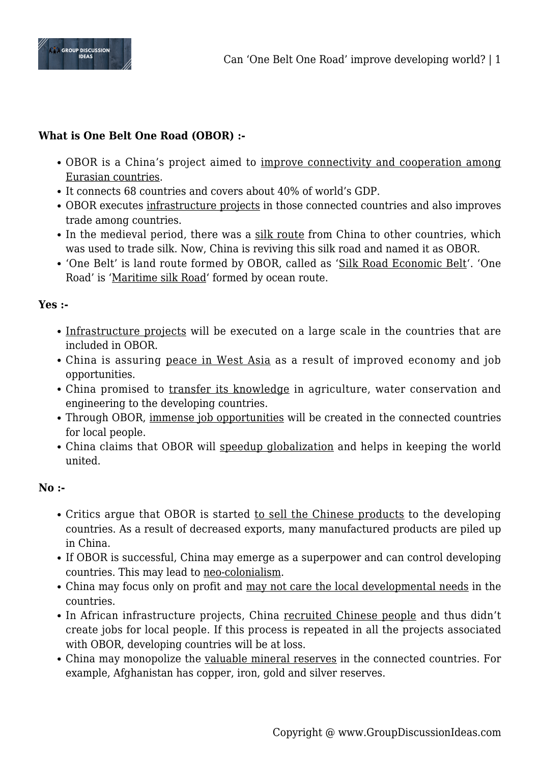**What is One Belt One Road (OBOR) :-**

- OBOR is a China's project aimed to improve connectivity and cooperation among Eurasian countries.
- It connects 68 countries and covers about 40% of world's GDP.
- OBOR executes infrastructure projects in those connected countries and also improves trade among countries.
- In the medieval period, there was a silk route from China to other countries, which was used to trade silk. Now, China is reviving this silk road and named it as OBOR.
- 'One Belt' is land route formed by OBOR, called as 'Silk Road Economic Belt'. 'One Road' is 'Maritime silk Road' formed by ocean route.

**Yes :-**

- Infrastructure projects will be executed on a large scale in the countries that are included in OBOR.
- China is assuring peace in West Asia as a result of improved economy and job opportunities.
- China promised to transfer its knowledge in agriculture, water conservation and engineering to the developing countries.
- Through OBOR, immense job opportunities will be created in the connected countries for local people.
- China claims that OBOR will speedup globalization and helps in keeping the world united.

**No :-**

- Critics argue that OBOR is started to sell the Chinese products to the developing countries. As a result of decreased exports, many manufactured products are piled up in China.
- If OBOR is successful, China may emerge as a superpower and can control developing countries. This may lead to neo-colonialism.
- China may focus only on profit and may not care the local developmental needs in the countries.
- In African infrastructure projects, China recruited Chinese people and thus didn't create jobs for local people. If this process is repeated in all the projects associated with OBOR, developing countries will be at loss.
- China may monopolize the valuable mineral reserves in the connected countries. For example, Afghanistan has copper, iron, gold and silver reserves.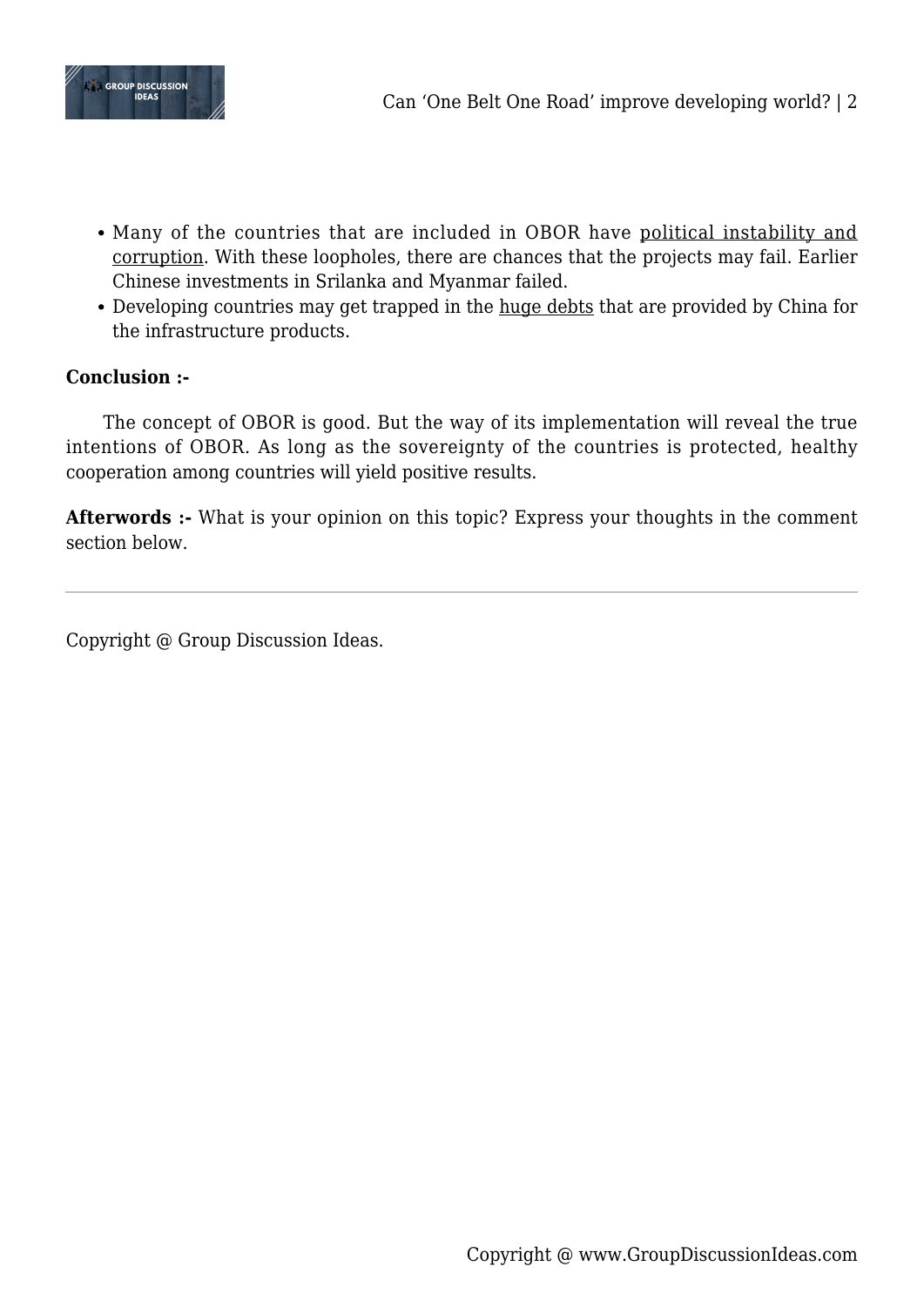- Many of the countries that are included in OBOR have political instability and corruption. With these loopholes, there are chances that the projects may fail. Earlier Chinese investments in Srilanka and Myanmar failed.
- Developing countries may get trapped in the huge debts that are provided by China for the infrastructure products.

**Conclusion :-**

The concept of OBOR is good. But the way of its implementation will reveal the true intentions of OBOR. As long as the sovereignty of the countries is protected, healthy cooperation among countries will yield positive results.

**Afterwords :-** What is your opinion on this topic? Express your thoughts in the comment section below.

---

Copyright @ Group Discussion Ideas.